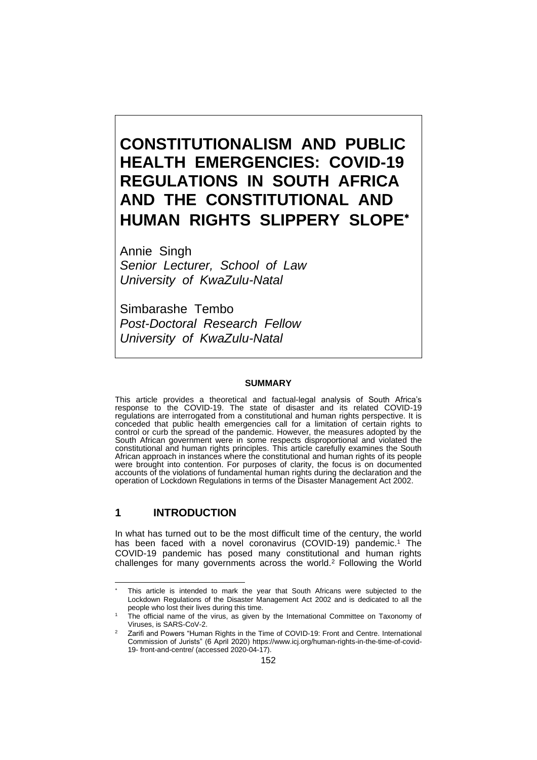# CONSTITUTIONALISM AND PUBLIC HEALTH EMERGENCIES: COVID-19 REGULATIONS IN SOUTH AFRICA AND THE CONSTITUTIONAL AND HUMAN RIGHTS SLIPPERY SLOPE[*]

Annie Singh
*Senior Lecturer, School of Law*
*University of KwaZulu-Natal*

Simbarashe Tembo
*Post-Doctoral Research Fellow*
*University of KwaZulu-Natal*

**SUMMARY**

This article provides a theoretical and factual-legal analysis of South Africa's response to the COVID-19. The state of disaster and its related COVID-19 regulations are interrogated from a constitutional and human rights perspective. It is conceded that public health emergencies call for a limitation of certain rights to control or curb the spread of the pandemic. However, the measures adopted by the South African government were in some respects disproportional and violated the constitutional and human rights principles. This article carefully examines the South African approach in instances where the constitutional and human rights of its people were brought into contention. For purposes of clarity, the focus is on documented accounts of the violations of fundamental human rights during the declaration and the operation of Lockdown Regulations in terms of the Disaster Management Act 2002.

## 1 INTRODUCTION

In what has turned out to be the most difficult time of the century, the world has been faced with a novel coronavirus (COVID-19) pandemic.[1] The COVID-19 pandemic has posed many constitutional and human rights challenges for many governments across the world.[2] Following the World

---

[*] This article is intended to mark the year that South Africans were subjected to the Lockdown Regulations of the Disaster Management Act 2002 and is dedicated to all the people who lost their lives during this time.

[1] The official name of the virus, as given by the International Committee on Taxonomy of Viruses, is SARS-CoV-2.

[2] Zarifi and Powers "Human Rights in the Time of COVID-19: Front and Centre. International Commission of Jurists" (6 April 2020) https://www.icj.org/human-rights-in-the-time-of-covid-19- front-and-centre/ (accessed 2020-04-17).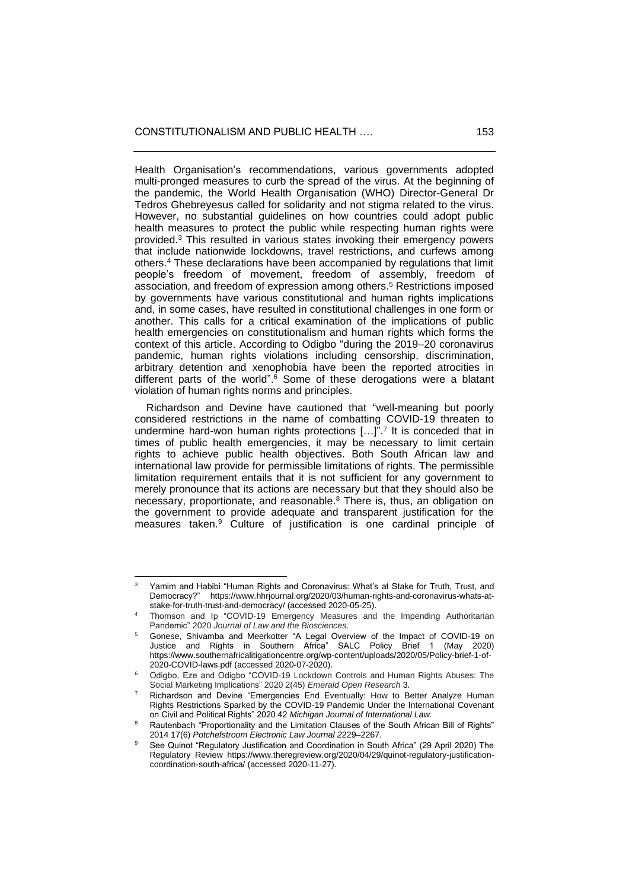Health Organisation's recommendations, various governments adopted multi-pronged measures to curb the spread of the virus. At the beginning of the pandemic, the World Health Organisation (WHO) Director-General Dr Tedros Ghebreyesus called for solidarity and not stigma related to the virus. However, no substantial guidelines on how countries could adopt public health measures to protect the public while respecting human rights were provided.[3] This resulted in various states invoking their emergency powers that include nationwide lockdowns, travel restrictions, and curfews among others.[4] These declarations have been accompanied by regulations that limit people's freedom of movement, freedom of assembly, freedom of association, and freedom of expression among others.[5] Restrictions imposed by governments have various constitutional and human rights implications and, in some cases, have resulted in constitutional challenges in one form or another. This calls for a critical examination of the implications of public health emergencies on constitutionalism and human rights which forms the context of this article. According to Odigbo "during the 2019–20 coronavirus pandemic, human rights violations including censorship, discrimination, arbitrary detention and xenophobia have been the reported atrocities in different parts of the world".[6] Some of these derogations were a blatant violation of human rights norms and principles.

Richardson and Devine have cautioned that "well-meaning but poorly considered restrictions in the name of combatting COVID-19 threaten to undermine hard-won human rights protections […]".[7] It is conceded that in times of public health emergencies, it may be necessary to limit certain rights to achieve public health objectives. Both South African law and international law provide for permissible limitations of rights. The permissible limitation requirement entails that it is not sufficient for any government to merely pronounce that its actions are necessary but that they should also be necessary, proportionate, and reasonable.[8] There is, thus, an obligation on the government to provide adequate and transparent justification for the measures taken.[9] Culture of justification is one cardinal principle of

---

[3] Yamim and Habibi "Human Rights and Coronavirus: What's at Stake for Truth, Trust, and Democracy?" https://www.hhrjournal.org/2020/03/human-rights-and-coronavirus-whats-at-stake-for-truth-trust-and-democracy/ (accessed 2020-05-25).

[4] Thomson and Ip "COVID-19 Emergency Measures and the Impending Authoritarian Pandemic" 2020 *Journal of Law and the Biosciences*.

[5] Gonese, Shivamba and Meerkotter "A Legal Overview of the Impact of COVID-19 on Justice and Rights in Southern Africa" SALC Policy Brief 1 (May 2020) https://www.southernafricalitigationcentre.org/wp-content/uploads/2020/05/Policy-brief-1-of-2020-COVID-laws.pdf (accessed 2020-07-2020).

[6] Odigbo, Eze and Odigbo "COVID-19 Lockdown Controls and Human Rights Abuses: The Social Marketing Implications" 2020 2(45) *Emerald Open Research* 3.

[7] Richardson and Devine "Emergencies End Eventually: How to Better Analyze Human Rights Restrictions Sparked by the COVID-19 Pandemic Under the International Covenant on Civil and Political Rights" 2020 42 *Michigan Journal of International Law.*

[8] Rautenbach "Proportionality and the Limitation Clauses of the South African Bill of Rights" 2014 17(6) *Potchefstroom Electronic Law Journal* 2229–2267.

[9] See Quinot "Regulatory Justification and Coordination in South Africa" (29 April 2020) The Regulatory Review https://www.theregreview.org/2020/04/29/quinot-regulatory-justification-coordination-south-africa/ (accessed 2020-11-27).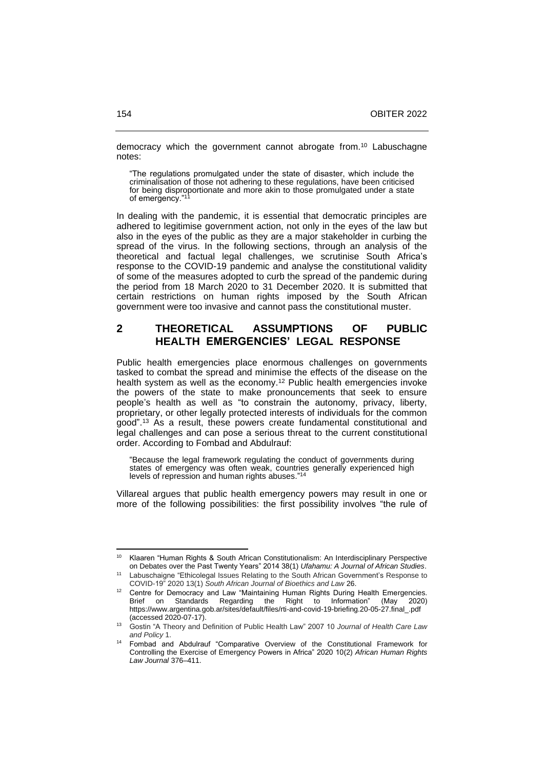democracy which the government cannot abrogate from.[10] Labuschagne notes:

> "The regulations promulgated under the state of disaster, which include the criminalisation of those not adhering to these regulations, have been criticised for being disproportionate and more akin to those promulgated under a state of emergency."[11]

In dealing with the pandemic, it is essential that democratic principles are adhered to legitimise government action, not only in the eyes of the law but also in the eyes of the public as they are a major stakeholder in curbing the spread of the virus. In the following sections, through an analysis of the theoretical and factual legal challenges, we scrutinise South Africa's response to the COVID-19 pandemic and analyse the constitutional validity of some of the measures adopted to curb the spread of the pandemic during the period from 18 March 2020 to 31 December 2020. It is submitted that certain restrictions on human rights imposed by the South African government were too invasive and cannot pass the constitutional muster.

## 2 THEORETICAL ASSUMPTIONS OF PUBLIC HEALTH EMERGENCIES' LEGAL RESPONSE

Public health emergencies place enormous challenges on governments tasked to combat the spread and minimise the effects of the disease on the health system as well as the economy.[12] Public health emergencies invoke the powers of the state to make pronouncements that seek to ensure people's health as well as "to constrain the autonomy, privacy, liberty, proprietary, or other legally protected interests of individuals for the common good".[13] As a result, these powers create fundamental constitutional and legal challenges and can pose a serious threat to the current constitutional order. According to Fombad and Abdulrauf:

> "Because the legal framework regulating the conduct of governments during states of emergency was often weak, countries generally experienced high levels of repression and human rights abuses."[14]

Villareal argues that public health emergency powers may result in one or more of the following possibilities: the first possibility involves "the rule of

---

[10] Klaaren "Human Rights & South African Constitutionalism: An Interdisciplinary Perspective on Debates over the Past Twenty Years" 2014 38(1) *Ufahamu: A Journal of African Studies*.

[11] Labuschaigne "Ethicolegal Issues Relating to the South African Government's Response to COVID-19" 2020 13(1) *South African Journal of Bioethics and Law* 26.

[12] Centre for Democracy and Law "Maintaining Human Rights During Health Emergencies. Brief on Standards Regarding the Right to Information" (May 2020) https://www.argentina.gob.ar/sites/default/files/rti-and-covid-19-briefing.20-05-27.final_.pdf (accessed 2020-07-17).

[13] Gostin "A Theory and Definition of Public Health Law" 2007 10 *Journal of Health Care Law and Policy* 1.

[14] Fombad and Abdulrauf "Comparative Overview of the Constitutional Framework for Controlling the Exercise of Emergency Powers in Africa" 2020 10(2) *African Human Rights Law Journal* 376–411.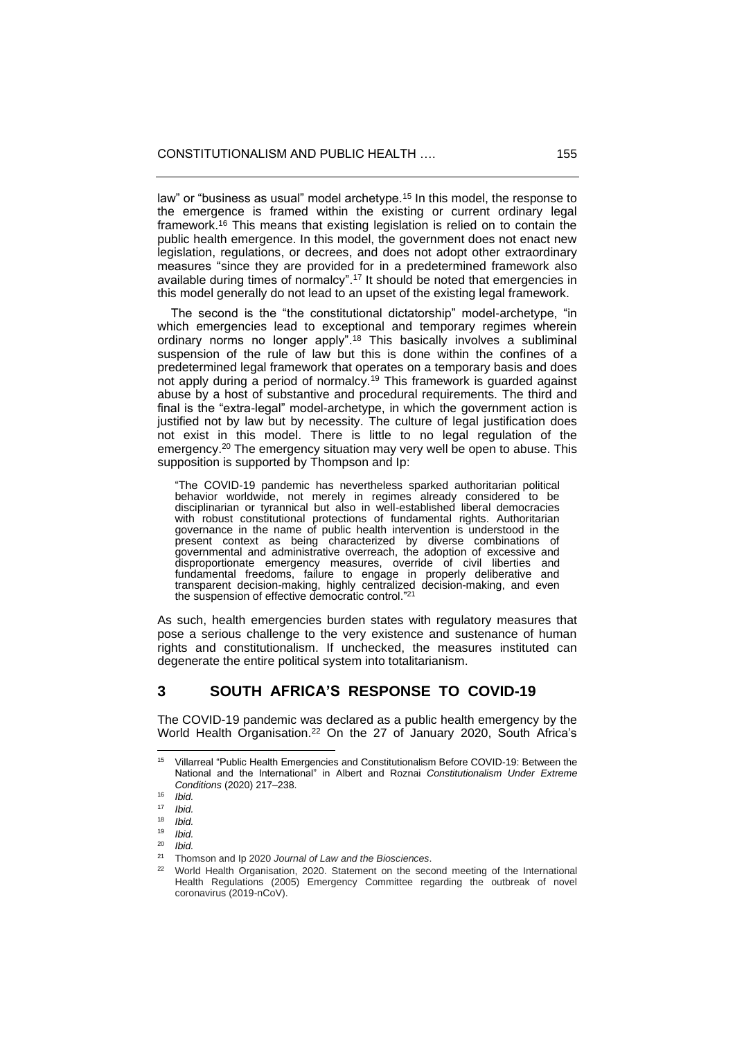law" or "business as usual" model archetype.[15] In this model, the response to the emergence is framed within the existing or current ordinary legal framework.[16] This means that existing legislation is relied on to contain the public health emergence. In this model, the government does not enact new legislation, regulations, or decrees, and does not adopt other extraordinary measures "since they are provided for in a predetermined framework also available during times of normalcy".[17] It should be noted that emergencies in this model generally do not lead to an upset of the existing legal framework.

The second is the "the constitutional dictatorship" model-archetype, "in which emergencies lead to exceptional and temporary regimes wherein ordinary norms no longer apply".[18] This basically involves a subliminal suspension of the rule of law but this is done within the confines of a predetermined legal framework that operates on a temporary basis and does not apply during a period of normalcy.[19] This framework is guarded against abuse by a host of substantive and procedural requirements. The third and final is the "extra-legal" model-archetype, in which the government action is justified not by law but by necessity. The culture of legal justification does not exist in this model. There is little to no legal regulation of the emergency.[20] The emergency situation may very well be open to abuse. This supposition is supported by Thompson and Ip:

> "The COVID-19 pandemic has nevertheless sparked authoritarian political behavior worldwide, not merely in regimes already considered to be disciplinarian or tyrannical but also in well-established liberal democracies with robust constitutional protections of fundamental rights. Authoritarian governance in the name of public health intervention is understood in the present context as being characterized by diverse combinations of governmental and administrative overreach, the adoption of excessive and disproportionate emergency measures, override of civil liberties and fundamental freedoms, failure to engage in properly deliberative and transparent decision-making, highly centralized decision-making, and even the suspension of effective democratic control."[21]

As such, health emergencies burden states with regulatory measures that pose a serious challenge to the very existence and sustenance of human rights and constitutionalism. If unchecked, the measures instituted can degenerate the entire political system into totalitarianism.

## 3 SOUTH AFRICA'S RESPONSE TO COVID-19

The COVID-19 pandemic was declared as a public health emergency by the World Health Organisation.[22] On the 27 of January 2020, South Africa's

---

[15] Villarreal "Public Health Emergencies and Constitutionalism Before COVID-19: Between the National and the International" in Albert and Roznai *Constitutionalism Under Extreme Conditions* (2020) 217–238.

[16] *Ibid.*

[17] *Ibid.*

[18] *Ibid.*

[19] *Ibid.*

[20] *Ibid.*

[21] Thomson and Ip 2020 *Journal of Law and the Biosciences*.

[22] World Health Organisation, 2020. Statement on the second meeting of the International Health Regulations (2005) Emergency Committee regarding the outbreak of novel coronavirus (2019-nCoV).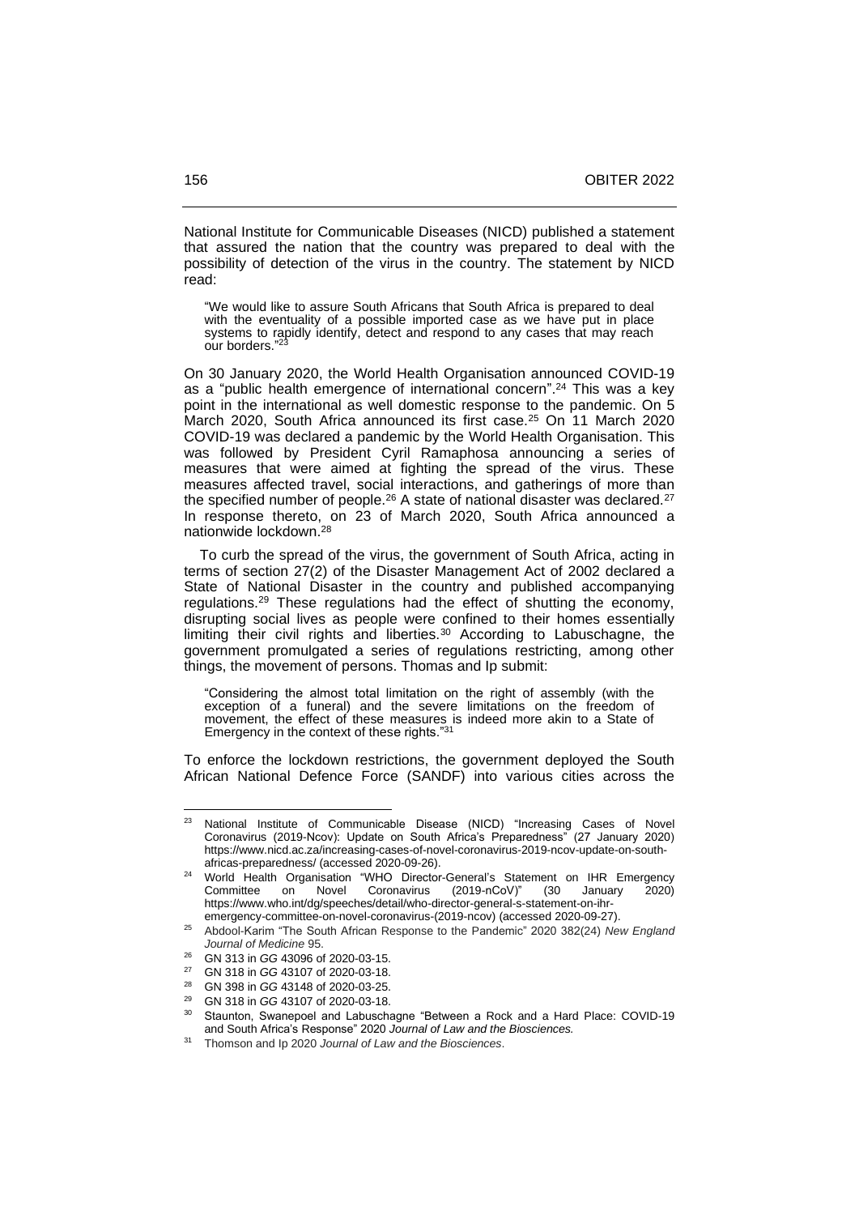National Institute for Communicable Diseases (NICD) published a statement that assured the nation that the country was prepared to deal with the possibility of detection of the virus in the country. The statement by NICD read:

> "We would like to assure South Africans that South Africa is prepared to deal with the eventuality of a possible imported case as we have put in place systems to rapidly identify, detect and respond to any cases that may reach our borders."[23]

On 30 January 2020, the World Health Organisation announced COVID-19 as a "public health emergence of international concern".[24] This was a key point in the international as well domestic response to the pandemic. On 5 March 2020, South Africa announced its first case.[25] On 11 March 2020 COVID-19 was declared a pandemic by the World Health Organisation. This was followed by President Cyril Ramaphosa announcing a series of measures that were aimed at fighting the spread of the virus. These measures affected travel, social interactions, and gatherings of more than the specified number of people.[26] A state of national disaster was declared.[27] In response thereto, on 23 of March 2020, South Africa announced a nationwide lockdown.[28]

To curb the spread of the virus, the government of South Africa, acting in terms of section 27(2) of the Disaster Management Act of 2002 declared a State of National Disaster in the country and published accompanying regulations.[29] These regulations had the effect of shutting the economy, disrupting social lives as people were confined to their homes essentially limiting their civil rights and liberties.[30] According to Labuschagne, the government promulgated a series of regulations restricting, among other things, the movement of persons. Thomas and Ip submit:

> "Considering the almost total limitation on the right of assembly (with the exception of a funeral) and the severe limitations on the freedom of movement, the effect of these measures is indeed more akin to a State of Emergency in the context of these rights."[31]

To enforce the lockdown restrictions, the government deployed the South African National Defence Force (SANDF) into various cities across the

---

[23] National Institute of Communicable Disease (NICD) "Increasing Cases of Novel Coronavirus (2019-Ncov): Update on South Africa's Preparedness" (27 January 2020) https://www.nicd.ac.za/increasing-cases-of-novel-coronavirus-2019-ncov-update-on-south-africas-preparedness/ (accessed 2020-09-26).

[24] World Health Organisation "WHO Director-General's Statement on IHR Emergency Committee on Novel Coronavirus (2019-nCoV)" (30 January 2020) https://www.who.int/dg/speeches/detail/who-director-general-s-statement-on-ihr-emergency-committee-on-novel-coronavirus-(2019-ncov) (accessed 2020-09-27).

[25] Abdool-Karim "The South African Response to the Pandemic" 2020 382(24) *New England Journal of Medicine* 95.

[26] GN 313 in *GG* 43096 of 2020-03-15.

[27] GN 318 in *GG* 43107 of 2020-03-18.

[28] GN 398 in *GG* 43148 of 2020-03-25.

[29] GN 318 in *GG* 43107 of 2020-03-18.

[30] Staunton, Swanepoel and Labuschagne "Between a Rock and a Hard Place: COVID-19 and South Africa's Response" 2020 *Journal of Law and the Biosciences.*

[31] Thomson and Ip 2020 *Journal of Law and the Biosciences*.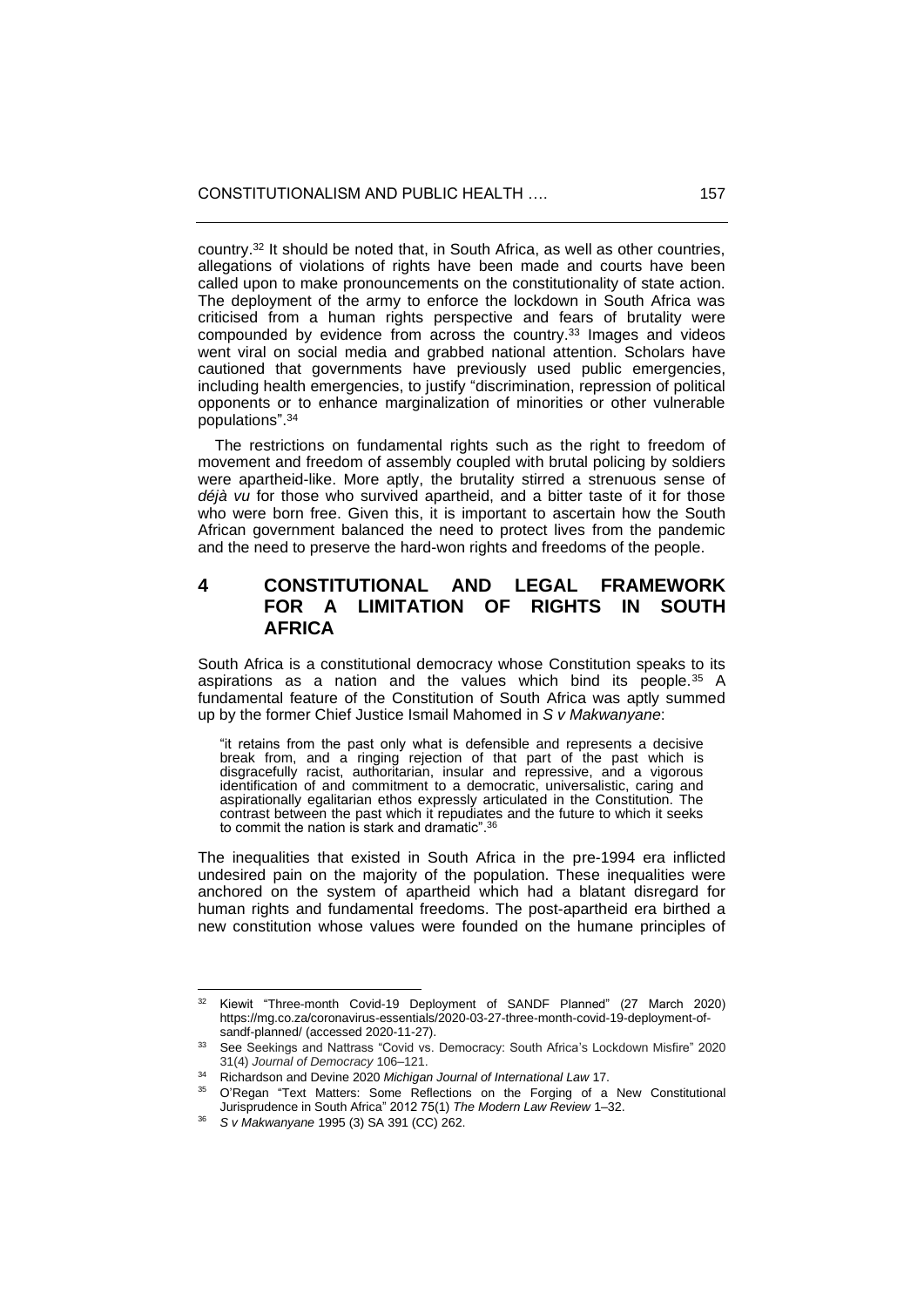country.[32] It should be noted that, in South Africa, as well as other countries, allegations of violations of rights have been made and courts have been called upon to make pronouncements on the constitutionality of state action. The deployment of the army to enforce the lockdown in South Africa was criticised from a human rights perspective and fears of brutality were compounded by evidence from across the country.[33] Images and videos went viral on social media and grabbed national attention. Scholars have cautioned that governments have previously used public emergencies, including health emergencies, to justify "discrimination, repression of political opponents or to enhance marginalization of minorities or other vulnerable populations".[34]

The restrictions on fundamental rights such as the right to freedom of movement and freedom of assembly coupled with brutal policing by soldiers were apartheid-like. More aptly, the brutality stirred a strenuous sense of *déjà vu* for those who survived apartheid, and a bitter taste of it for those who were born free. Given this, it is important to ascertain how the South African government balanced the need to protect lives from the pandemic and the need to preserve the hard-won rights and freedoms of the people.

## 4 CONSTITUTIONAL AND LEGAL FRAMEWORK FOR A LIMITATION OF RIGHTS IN SOUTH AFRICA

South Africa is a constitutional democracy whose Constitution speaks to its aspirations as a nation and the values which bind its people.[35] A fundamental feature of the Constitution of South Africa was aptly summed up by the former Chief Justice Ismail Mahomed in *S v Makwanyane*:

> "it retains from the past only what is defensible and represents a decisive break from, and a ringing rejection of that part of the past which is disgracefully racist, authoritarian, insular and repressive, and a vigorous identification of and commitment to a democratic, universalistic, caring and aspirationally egalitarian ethos expressly articulated in the Constitution. The contrast between the past which it repudiates and the future to which it seeks to commit the nation is stark and dramatic".[36]

The inequalities that existed in South Africa in the pre-1994 era inflicted undesired pain on the majority of the population. These inequalities were anchored on the system of apartheid which had a blatant disregard for human rights and fundamental freedoms. The post-apartheid era birthed a new constitution whose values were founded on the humane principles of

---

[32] Kiewit "Three-month Covid-19 Deployment of SANDF Planned" (27 March 2020) https://mg.co.za/coronavirus-essentials/2020-03-27-three-month-covid-19-deployment-of-sandf-planned/ (accessed 2020-11-27).

[33] See Seekings and Nattrass "Covid vs. Democracy: South Africa's Lockdown Misfire" 2020 31(4) *Journal of Democracy* 106–121.

[34] Richardson and Devine 2020 *Michigan Journal of International Law* 17.

[35] O'Regan "Text Matters: Some Reflections on the Forging of a New Constitutional Jurisprudence in South Africa" 2012 75(1) *The Modern Law Review* 1–32.

[36] *S v Makwanyane* 1995 (3) SA 391 (CC) 262.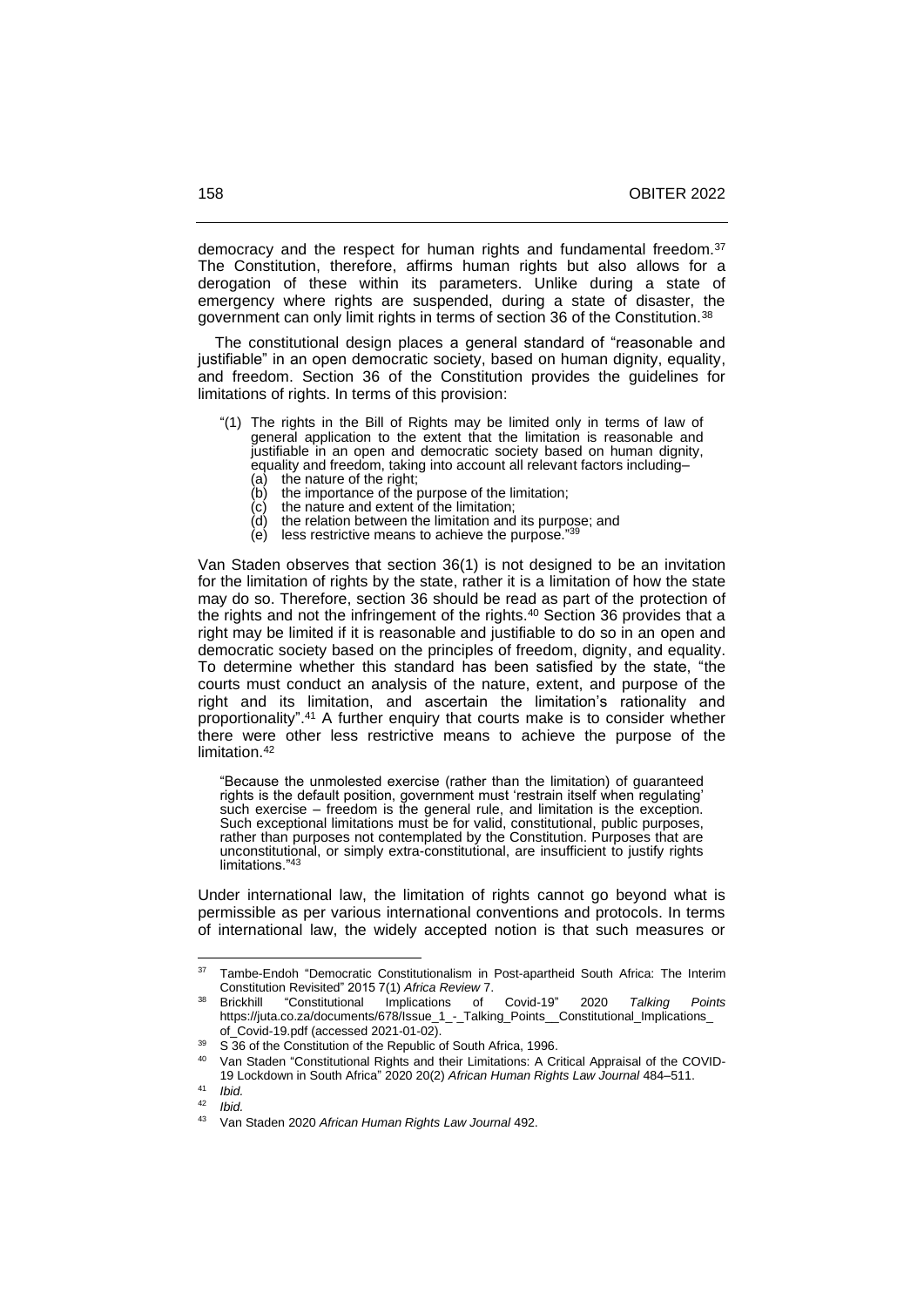democracy and the respect for human rights and fundamental freedom.[37] The Constitution, therefore, affirms human rights but also allows for a derogation of these within its parameters. Unlike during a state of emergency where rights are suspended, during a state of disaster, the government can only limit rights in terms of section 36 of the Constitution.[38]

The constitutional design places a general standard of "reasonable and justifiable" in an open democratic society, based on human dignity, equality, and freedom. Section 36 of the Constitution provides the guidelines for limitations of rights. In terms of this provision:

> "(1) The rights in the Bill of Rights may be limited only in terms of law of general application to the extent that the limitation is reasonable and justifiable in an open and democratic society based on human dignity, equality and freedom, taking into account all relevant factors including–
> (a) the nature of the right;
> (b) the importance of the purpose of the limitation;
> (c) the nature and extent of the limitation;
> (d) the relation between the limitation and its purpose; and
> (e) less restrictive means to achieve the purpose."[39]

Van Staden observes that section 36(1) is not designed to be an invitation for the limitation of rights by the state, rather it is a limitation of how the state may do so. Therefore, section 36 should be read as part of the protection of the rights and not the infringement of the rights.[40] Section 36 provides that a right may be limited if it is reasonable and justifiable to do so in an open and democratic society based on the principles of freedom, dignity, and equality. To determine whether this standard has been satisfied by the state, "the courts must conduct an analysis of the nature, extent, and purpose of the right and its limitation, and ascertain the limitation's rationality and proportionality".[41] A further enquiry that courts make is to consider whether there were other less restrictive means to achieve the purpose of the limitation.[42]

> "Because the unmolested exercise (rather than the limitation) of guaranteed rights is the default position, government must 'restrain itself when regulating' such exercise – freedom is the general rule, and limitation is the exception. Such exceptional limitations must be for valid, constitutional, public purposes, rather than purposes not contemplated by the Constitution. Purposes that are unconstitutional, or simply extra-constitutional, are insufficient to justify rights limitations."[43]

Under international law, the limitation of rights cannot go beyond what is permissible as per various international conventions and protocols. In terms of international law, the widely accepted notion is that such measures or

---

[37] Tambe-Endoh "Democratic Constitutionalism in Post-apartheid South Africa: The Interim Constitution Revisited" 2015 7(1) *Africa Review* 7.

[38] Brickhill "Constitutional Implications of Covid-19" 2020 *Talking Points* https://juta.co.za/documents/678/Issue_1_-_Talking_Points__Constitutional_Implications_of_Covid-19.pdf (accessed 2021-01-02).

[39] S 36 of the Constitution of the Republic of South Africa, 1996.

[40] Van Staden "Constitutional Rights and their Limitations: A Critical Appraisal of the COVID-19 Lockdown in South Africa" 2020 20(2) *African Human Rights Law Journal* 484–511.

[41] *Ibid.*

[42] *Ibid.*

[43] Van Staden 2020 *African Human Rights Law Journal* 492.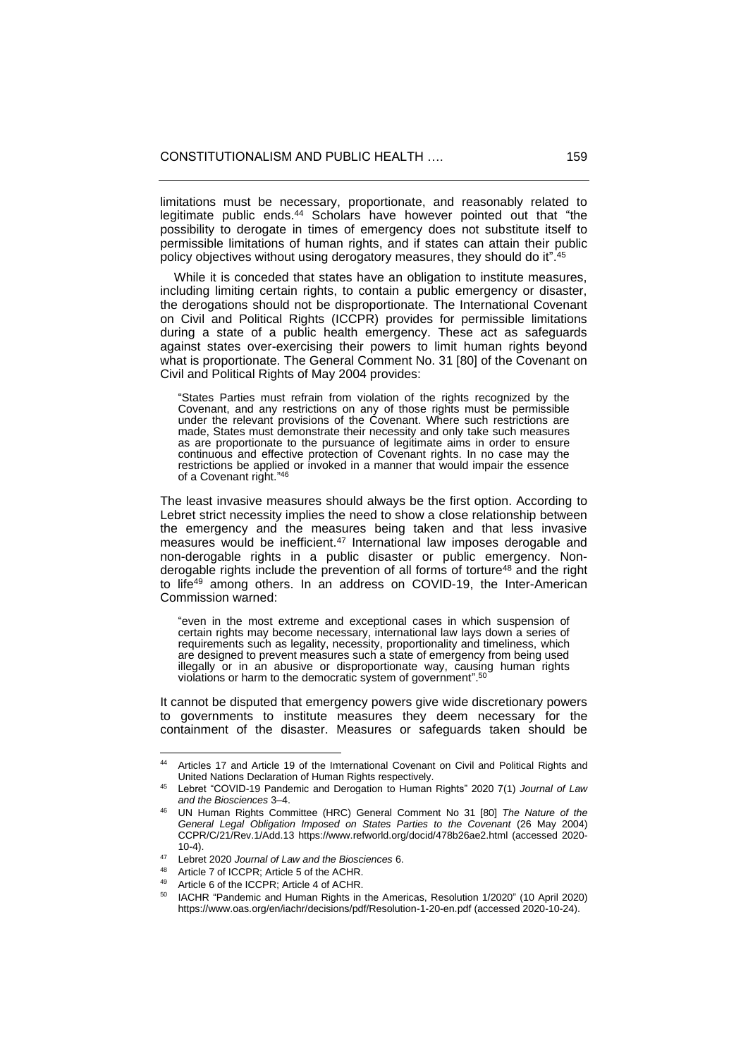limitations must be necessary, proportionate, and reasonably related to legitimate public ends.[44] Scholars have however pointed out that "the possibility to derogate in times of emergency does not substitute itself to permissible limitations of human rights, and if states can attain their public policy objectives without using derogatory measures, they should do it".[45]

While it is conceded that states have an obligation to institute measures, including limiting certain rights, to contain a public emergency or disaster, the derogations should not be disproportionate. The International Covenant on Civil and Political Rights (ICCPR) provides for permissible limitations during a state of a public health emergency. These act as safeguards against states over-exercising their powers to limit human rights beyond what is proportionate. The General Comment No. 31 [80] of the Covenant on Civil and Political Rights of May 2004 provides:

> "States Parties must refrain from violation of the rights recognized by the Covenant, and any restrictions on any of those rights must be permissible under the relevant provisions of the Covenant. Where such restrictions are made, States must demonstrate their necessity and only take such measures as are proportionate to the pursuance of legitimate aims in order to ensure continuous and effective protection of Covenant rights. In no case may the restrictions be applied or invoked in a manner that would impair the essence of a Covenant right."[46]

The least invasive measures should always be the first option. According to Lebret strict necessity implies the need to show a close relationship between the emergency and the measures being taken and that less invasive measures would be inefficient.[47] International law imposes derogable and non-derogable rights in a public disaster or public emergency. Non-derogable rights include the prevention of all forms of torture[48] and the right to life[49] among others. In an address on COVID-19, the Inter-American Commission warned:

> "even in the most extreme and exceptional cases in which suspension of certain rights may become necessary, international law lays down a series of requirements such as legality, necessity, proportionality and timeliness, which are designed to prevent measures such a state of emergency from being used illegally or in an abusive or disproportionate way, causing human rights violations or harm to the democratic system of government".[50]

It cannot be disputed that emergency powers give wide discretionary powers to governments to institute measures they deem necessary for the containment of the disaster. Measures or safeguards taken should be

---

[44] Articles 17 and Article 19 of the Imternational Covenant on Civil and Political Rights and United Nations Declaration of Human Rights respectively.

[45] Lebret "COVID-19 Pandemic and Derogation to Human Rights" 2020 7(1) *Journal of Law and the Biosciences* 3–4.

[46] UN Human Rights Committee (HRC) General Comment No 31 [80] *The Nature of the General Legal Obligation Imposed on States Parties to the Covenant* (26 May 2004) CCPR/C/21/Rev.1/Add.13 https://www.refworld.org/docid/478b26ae2.html (accessed 2020-10-4).

[47] Lebret 2020 *Journal of Law and the Biosciences* 6.

[48] Article 7 of ICCPR; Article 5 of the ACHR.

[49] Article 6 of the ICCPR; Article 4 of ACHR.

[50] IACHR "Pandemic and Human Rights in the Americas, Resolution 1/2020" (10 April 2020) https://www.oas.org/en/iachr/decisions/pdf/Resolution-1-20-en.pdf (accessed 2020-10-24).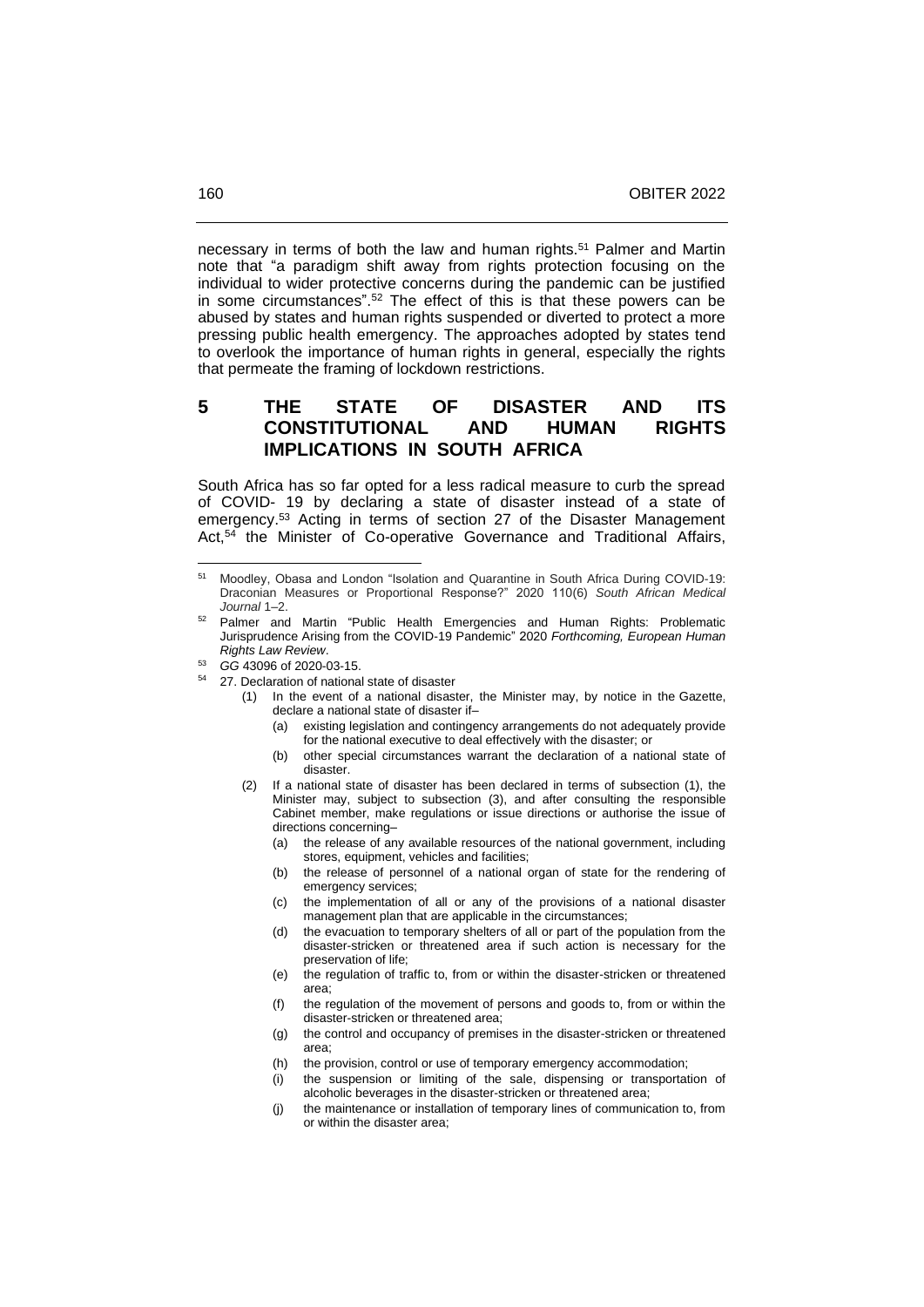necessary in terms of both the law and human rights.[51] Palmer and Martin note that "a paradigm shift away from rights protection focusing on the individual to wider protective concerns during the pandemic can be justified in some circumstances".[52] The effect of this is that these powers can be abused by states and human rights suspended or diverted to protect a more pressing public health emergency. The approaches adopted by states tend to overlook the importance of human rights in general, especially the rights that permeate the framing of lockdown restrictions.

## 5 THE STATE OF DISASTER AND ITS CONSTITUTIONAL AND HUMAN RIGHTS IMPLICATIONS IN SOUTH AFRICA

South Africa has so far opted for a less radical measure to curb the spread of COVID- 19 by declaring a state of disaster instead of a state of emergency.[53] Acting in terms of section 27 of the Disaster Management Act,[54] the Minister of Co-operative Governance and Traditional Affairs,

---

[51] Moodley, Obasa and London "Isolation and Quarantine in South Africa During COVID-19: Draconian Measures or Proportional Response?" 2020 110(6) *South African Medical Journal* 1–2.

[52] Palmer and Martin "Public Health Emergencies and Human Rights: Problematic Jurisprudence Arising from the COVID-19 Pandemic" 2020 *Forthcoming, European Human Rights Law Review*.

[53] *GG* 43096 of 2020-03-15.

[54] 27. Declaration of national state of disaster

(1) In the event of a national disaster, the Minister may, by notice in the Gazette, declare a national state of disaster if–

(a) existing legislation and contingency arrangements do not adequately provide for the national executive to deal effectively with the disaster; or

(b) other special circumstances warrant the declaration of a national state of disaster.

(2) If a national state of disaster has been declared in terms of subsection (1), the Minister may, subject to subsection (3), and after consulting the responsible Cabinet member, make regulations or issue directions or authorise the issue of directions concerning–

(a) the release of any available resources of the national government, including stores, equipment, vehicles and facilities;

(b) the release of personnel of a national organ of state for the rendering of emergency services;

(c) the implementation of all or any of the provisions of a national disaster management plan that are applicable in the circumstances;

(d) the evacuation to temporary shelters of all or part of the population from the disaster-stricken or threatened area if such action is necessary for the preservation of life;

(e) the regulation of traffic to, from or within the disaster-stricken or threatened area;

(f) the regulation of the movement of persons and goods to, from or within the disaster-stricken or threatened area;

(g) the control and occupancy of premises in the disaster-stricken or threatened area;

(h) the provision, control or use of temporary emergency accommodation;

(i) the suspension or limiting of the sale, dispensing or transportation of alcoholic beverages in the disaster-stricken or threatened area;

(j) the maintenance or installation of temporary lines of communication to, from or within the disaster area;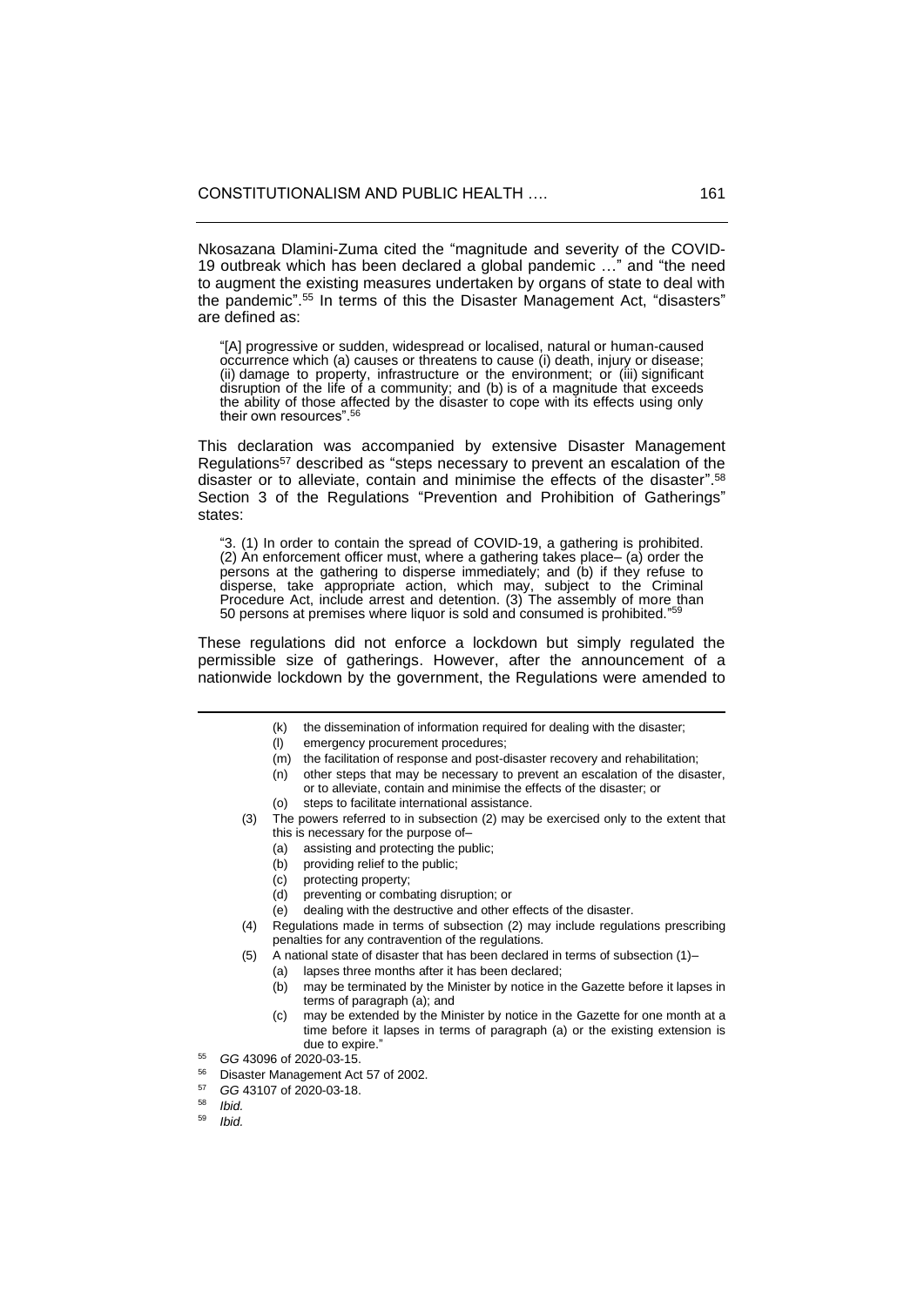Nkosazana Dlamini-Zuma cited the "magnitude and severity of the COVID-19 outbreak which has been declared a global pandemic …" and "the need to augment the existing measures undertaken by organs of state to deal with the pandemic".[55] In terms of this the Disaster Management Act, "disasters" are defined as:

> "[A] progressive or sudden, widespread or localised, natural or human-caused occurrence which (a) causes or threatens to cause (i) death, injury or disease; (ii) damage to property, infrastructure or the environment; or (iii) significant disruption of the life of a community; and (b) is of a magnitude that exceeds the ability of those affected by the disaster to cope with its effects using only their own resources".[56]

This declaration was accompanied by extensive Disaster Management Regulations[57] described as "steps necessary to prevent an escalation of the disaster or to alleviate, contain and minimise the effects of the disaster".[58] Section 3 of the Regulations "Prevention and Prohibition of Gatherings" states:

> "3. (1) In order to contain the spread of COVID-19, a gathering is prohibited. (2) An enforcement officer must, where a gathering takes place– (a) order the persons at the gathering to disperse immediately; and (b) if they refuse to disperse, take appropriate action, which may, subject to the Criminal Procedure Act, include arrest and detention. (3) The assembly of more than 50 persons at premises where liquor is sold and consumed is prohibited."[59]

These regulations did not enforce a lockdown but simply regulated the permissible size of gatherings. However, after the announcement of a nationwide lockdown by the government, the Regulations were amended to

---

> (k) the dissemination of information required for dealing with the disaster;
> (l) emergency procurement procedures;
> (m) the facilitation of response and post-disaster recovery and rehabilitation;
> (n) other steps that may be necessary to prevent an escalation of the disaster, or to alleviate, contain and minimise the effects of the disaster; or
> (o) steps to facilitate international assistance.
>
> (3) The powers referred to in subsection (2) may be exercised only to the extent that this is necessary for the purpose of–
> (a) assisting and protecting the public;
> (b) providing relief to the public;
> (c) protecting property;
> (d) preventing or combating disruption; or
> (e) dealing with the destructive and other effects of the disaster.
>
> (4) Regulations made in terms of subsection (2) may include regulations prescribing penalties for any contravention of the regulations.
>
> (5) A national state of disaster that has been declared in terms of subsection (1)–
> (a) lapses three months after it has been declared;
> (b) may be terminated by the Minister by notice in the Gazette before it lapses in terms of paragraph (a); and
> (c) may be extended by the Minister by notice in the Gazette for one month at a time before it lapses in terms of paragraph (a) or the existing extension is due to expire."

[55] *GG* 43096 of 2020-03-15.

[56] Disaster Management Act 57 of 2002.

[57] *GG* 43107 of 2020-03-18.

[58] *Ibid.*

[59] *Ibid.*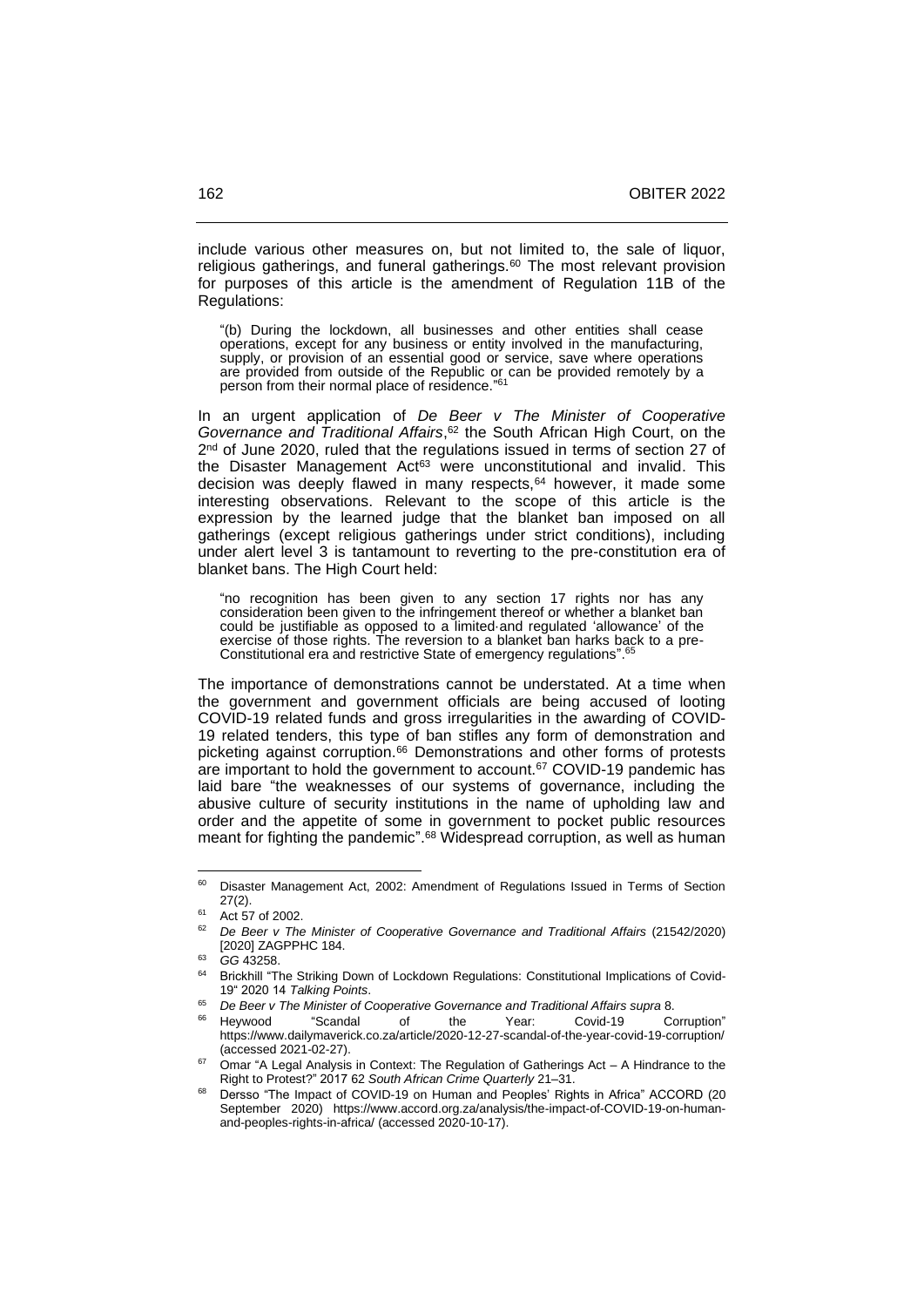include various other measures on, but not limited to, the sale of liquor, religious gatherings, and funeral gatherings.[60] The most relevant provision for purposes of this article is the amendment of Regulation 11B of the Regulations:

> "(b) During the lockdown, all businesses and other entities shall cease operations, except for any business or entity involved in the manufacturing, supply, or provision of an essential good or service, save where operations are provided from outside of the Republic or can be provided remotely by a person from their normal place of residence."[61]

In an urgent application of *De Beer v The Minister of Cooperative Governance and Traditional Affairs*,[62] the South African High Court, on the 2nd of June 2020, ruled that the regulations issued in terms of section 27 of the Disaster Management Act[63] were unconstitutional and invalid. This decision was deeply flawed in many respects,[64] however, it made some interesting observations. Relevant to the scope of this article is the expression by the learned judge that the blanket ban imposed on all gatherings (except religious gatherings under strict conditions), including under alert level 3 is tantamount to reverting to the pre-constitution era of blanket bans. The High Court held:

> "no recognition has been given to any section 17 rights nor has any consideration been given to the infringement thereof or whether a blanket ban could be justifiable as opposed to a limited and regulated 'allowance' of the exercise of those rights. The reversion to a blanket ban harks back to a pre-Constitutional era and restrictive State of emergency regulations".[65]

The importance of demonstrations cannot be understated. At a time when the government and government officials are being accused of looting COVID-19 related funds and gross irregularities in the awarding of COVID-19 related tenders, this type of ban stifles any form of demonstration and picketing against corruption.[66] Demonstrations and other forms of protests are important to hold the government to account.[67] COVID-19 pandemic has laid bare "the weaknesses of our systems of governance, including the abusive culture of security institutions in the name of upholding law and order and the appetite of some in government to pocket public resources meant for fighting the pandemic".[68] Widespread corruption, as well as human

---

[60] Disaster Management Act, 2002: Amendment of Regulations Issued in Terms of Section 27(2).

[61] Act 57 of 2002.

[62] *De Beer v The Minister of Cooperative Governance and Traditional Affairs* (21542/2020) [2020] ZAGPPHC 184.

[63] *GG* 43258.

[64] Brickhill "The Striking Down of Lockdown Regulations: Constitutional Implications of Covid-19" 2020 14 *Talking Points*.

[65] *De Beer v The Minister of Cooperative Governance and Traditional Affairs supra* 8.

[66] Heywood "Scandal of the Year: Covid-19 Corruption" https://www.dailymaverick.co.za/article/2020-12-27-scandal-of-the-year-covid-19-corruption/ (accessed 2021-02-27).

[67] Omar "A Legal Analysis in Context: The Regulation of Gatherings Act – A Hindrance to the Right to Protest?" 2017 62 *South African Crime Quarterly* 21–31.

[68] Dersso "The Impact of COVID-19 on Human and Peoples' Rights in Africa" ACCORD (20 September 2020) https://www.accord.org.za/analysis/the-impact-of-COVID-19-on-human-and-peoples-rights-in-africa/ (accessed 2020-10-17).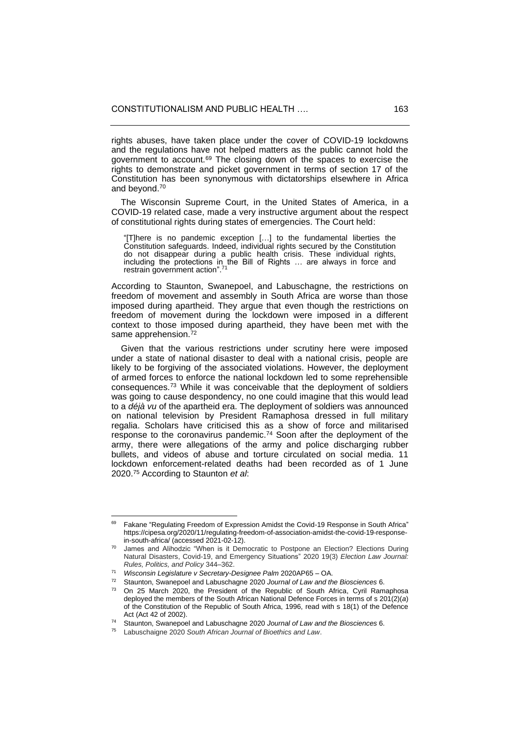rights abuses, have taken place under the cover of COVID-19 lockdowns and the regulations have not helped matters as the public cannot hold the government to account.[69] The closing down of the spaces to exercise the rights to demonstrate and picket government in terms of section 17 of the Constitution has been synonymous with dictatorships elsewhere in Africa and beyond.[70]

The Wisconsin Supreme Court, in the United States of America, in a COVID-19 related case, made a very instructive argument about the respect of constitutional rights during states of emergencies. The Court held:

> "[T]here is no pandemic exception […] to the fundamental liberties the Constitution safeguards. Indeed, individual rights secured by the Constitution do not disappear during a public health crisis. These individual rights, including the protections in the Bill of Rights … are always in force and restrain government action".[71]

According to Staunton, Swanepoel, and Labuschagne, the restrictions on freedom of movement and assembly in South Africa are worse than those imposed during apartheid. They argue that even though the restrictions on freedom of movement during the lockdown were imposed in a different context to those imposed during apartheid, they have been met with the same apprehension.[72]

Given that the various restrictions under scrutiny here were imposed under a state of national disaster to deal with a national crisis, people are likely to be forgiving of the associated violations. However, the deployment of armed forces to enforce the national lockdown led to some reprehensible consequences.[73] While it was conceivable that the deployment of soldiers was going to cause despondency, no one could imagine that this would lead to a *déjà vu* of the apartheid era. The deployment of soldiers was announced on national television by President Ramaphosa dressed in full military regalia. Scholars have criticised this as a show of force and militarised response to the coronavirus pandemic.[74] Soon after the deployment of the army, there were allegations of the army and police discharging rubber bullets, and videos of abuse and torture circulated on social media. 11 lockdown enforcement-related deaths had been recorded as of 1 June 2020.[75] According to Staunton *et al*:

---

[69] Fakane "Regulating Freedom of Expression Amidst the Covid-19 Response in South Africa" https://cipesa.org/2020/11/regulating-freedom-of-association-amidst-the-covid-19-response-in-south-africa/ (accessed 2021-02-12).

[70] James and Alihodzic "When is it Democratic to Postpone an Election? Elections During Natural Disasters, Covid-19, and Emergency Situations" 2020 19(3) *Election Law Journal: Rules, Politics, and Policy* 344–362.

[71] *Wisconsin Legislature v Secretary-Designee Palm* 2020AP65 – OA.

[72] Staunton, Swanepoel and Labuschagne 2020 *Journal of Law and the Biosciences* 6.

[73] On 25 March 2020, the President of the Republic of South Africa, Cyril Ramaphosa deployed the members of the South African National Defence Forces in terms of s 201(2)(*a*) of the Constitution of the Republic of South Africa, 1996, read with s 18(1) of the Defence Act (Act 42 of 2002).

[74] Staunton, Swanepoel and Labuschagne 2020 *Journal of Law and the Biosciences* 6.

[75] Labuschaigne 2020 *South African Journal of Bioethics and Law*.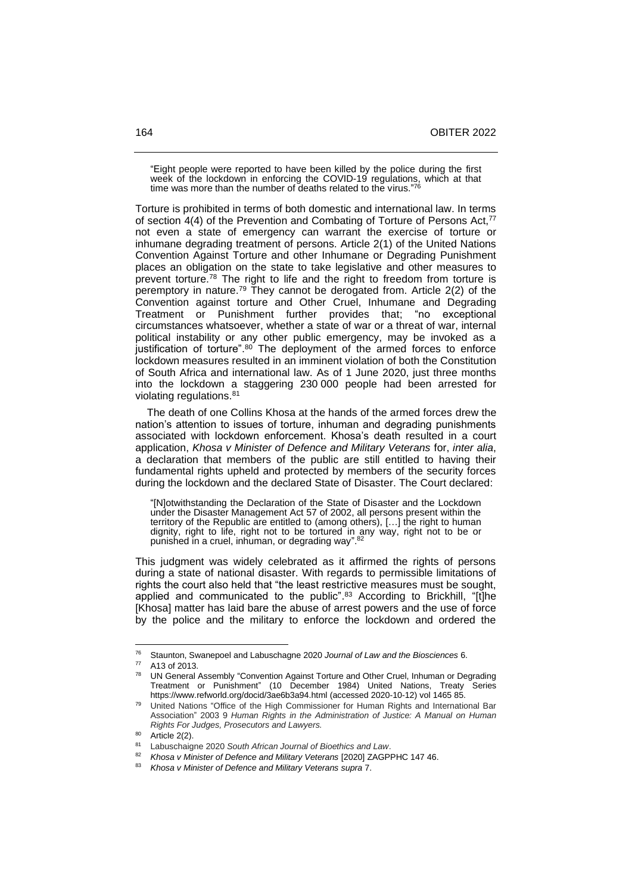> "Eight people were reported to have been killed by the police during the first week of the lockdown in enforcing the COVID-19 regulations, which at that time was more than the number of deaths related to the virus."[76]

Torture is prohibited in terms of both domestic and international law. In terms of section 4(4) of the Prevention and Combating of Torture of Persons Act,[77] not even a state of emergency can warrant the exercise of torture or inhumane degrading treatment of persons. Article 2(1) of the United Nations Convention Against Torture and other Inhumane or Degrading Punishment places an obligation on the state to take legislative and other measures to prevent torture.[78] The right to life and the right to freedom from torture is peremptory in nature.[79] They cannot be derogated from. Article 2(2) of the Convention against torture and Other Cruel, Inhumane and Degrading Treatment or Punishment further provides that; "no exceptional circumstances whatsoever, whether a state of war or a threat of war, internal political instability or any other public emergency, may be invoked as a justification of torture".[80] The deployment of the armed forces to enforce lockdown measures resulted in an imminent violation of both the Constitution of South Africa and international law. As of 1 June 2020, just three months into the lockdown a staggering 230 000 people had been arrested for violating regulations.[81]

The death of one Collins Khosa at the hands of the armed forces drew the nation's attention to issues of torture, inhuman and degrading punishments associated with lockdown enforcement. Khosa's death resulted in a court application, *Khosa v Minister of Defence and Military Veterans* for, *inter alia*, a declaration that members of the public are still entitled to having their fundamental rights upheld and protected by members of the security forces during the lockdown and the declared State of Disaster. The Court declared:

> "[N]otwithstanding the Declaration of the State of Disaster and the Lockdown under the Disaster Management Act 57 of 2002, all persons present within the territory of the Republic are entitled to (among others), […] the right to human dignity, right to life, right not to be tortured in any way, right not to be or punished in a cruel, inhuman, or degrading way".[82]

This judgment was widely celebrated as it affirmed the rights of persons during a state of national disaster. With regards to permissible limitations of rights the court also held that "the least restrictive measures must be sought, applied and communicated to the public".[83] According to Brickhill, "[t]he [Khosa] matter has laid bare the abuse of arrest powers and the use of force by the police and the military to enforce the lockdown and ordered the

---

[76] Staunton, Swanepoel and Labuschagne 2020 *Journal of Law and the Biosciences* 6.

[77] A13 of 2013.

[78] UN General Assembly "Convention Against Torture and Other Cruel, Inhuman or Degrading Treatment or Punishment" (10 December 1984) United Nations, Treaty Series https://www.refworld.org/docid/3ae6b3a94.html (accessed 2020-10-12) vol 1465 85.

[79] United Nations "Office of the High Commissioner for Human Rights and International Bar Association" 2003 9 *Human Rights in the Administration of Justice: A Manual on Human Rights For Judges, Prosecutors and Lawyers.*

[80] Article 2(2).

[81] Labuschaigne 2020 *South African Journal of Bioethics and Law*.

[82] *Khosa v Minister of Defence and Military Veterans* [2020] ZAGPPHC 147 46.

[83] *Khosa v Minister of Defence and Military Veterans supra* 7.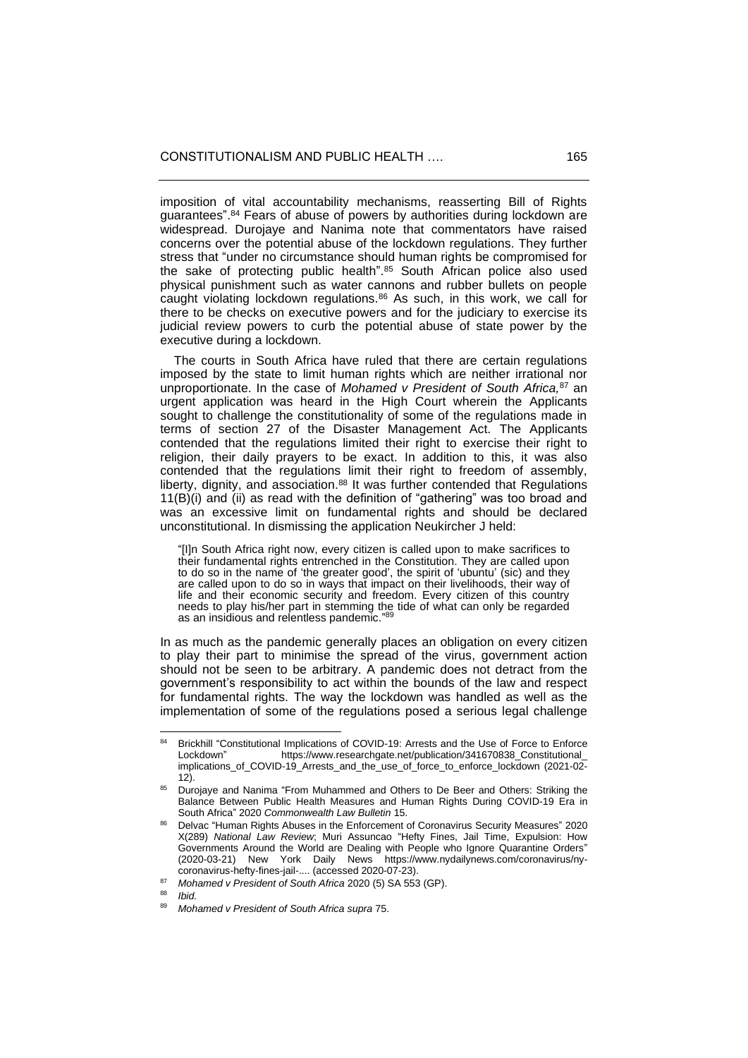imposition of vital accountability mechanisms, reasserting Bill of Rights guarantees".[84] Fears of abuse of powers by authorities during lockdown are widespread. Durojaye and Nanima note that commentators have raised concerns over the potential abuse of the lockdown regulations. They further stress that "under no circumstance should human rights be compromised for the sake of protecting public health".[85] South African police also used physical punishment such as water cannons and rubber bullets on people caught violating lockdown regulations.[86] As such, in this work, we call for there to be checks on executive powers and for the judiciary to exercise its judicial review powers to curb the potential abuse of state power by the executive during a lockdown.

The courts in South Africa have ruled that there are certain regulations imposed by the state to limit human rights which are neither irrational nor unproportionate. In the case of *Mohamed v President of South Africa,*[87] an urgent application was heard in the High Court wherein the Applicants sought to challenge the constitutionality of some of the regulations made in terms of section 27 of the Disaster Management Act. The Applicants contended that the regulations limited their right to exercise their right to religion, their daily prayers to be exact. In addition to this, it was also contended that the regulations limit their right to freedom of assembly, liberty, dignity, and association.[88] It was further contended that Regulations 11(B)(i) and (ii) as read with the definition of "gathering" was too broad and was an excessive limit on fundamental rights and should be declared unconstitutional. In dismissing the application Neukircher J held:

> "[I]n South Africa right now, every citizen is called upon to make sacrifices to their fundamental rights entrenched in the Constitution. They are called upon to do so in the name of 'the greater good', the spirit of 'ubuntu' (sic) and they are called upon to do so in ways that impact on their livelihoods, their way of life and their economic security and freedom. Every citizen of this country needs to play his/her part in stemming the tide of what can only be regarded as an insidious and relentless pandemic."[89]

In as much as the pandemic generally places an obligation on every citizen to play their part to minimise the spread of the virus, government action should not be seen to be arbitrary. A pandemic does not detract from the government's responsibility to act within the bounds of the law and respect for fundamental rights. The way the lockdown was handled as well as the implementation of some of the regulations posed a serious legal challenge

---

[84] Brickhill "Constitutional Implications of COVID-19: Arrests and the Use of Force to Enforce Lockdown" https://www.researchgate.net/publication/341670838_Constitutional_implications_of_COVID-19_Arrests_and_the_use_of_force_to_enforce_lockdown (2021-02-12).

[85] Durojaye and Nanima "From Muhammed and Others to De Beer and Others: Striking the Balance Between Public Health Measures and Human Rights During COVID-19 Era in South Africa" 2020 *Commonwealth Law Bulletin* 15.

[86] Delvac "Human Rights Abuses in the Enforcement of Coronavirus Security Measures" 2020 X(289) *National Law Review*; Muri Assuncao "Hefty Fines, Jail Time, Expulsion: How Governments Around the World are Dealing with People who Ignore Quarantine Orders" (2020-03-21) New York Daily News https://www.nydailynews.com/coronavirus/ny-coronavirus-hefty-fines-jail-.... (accessed 2020-07-23).

[87] *Mohamed v President of South Africa* 2020 (5) SA 553 (GP).

[88] *Ibid.*

[89] *Mohamed v President of South Africa supra* 75.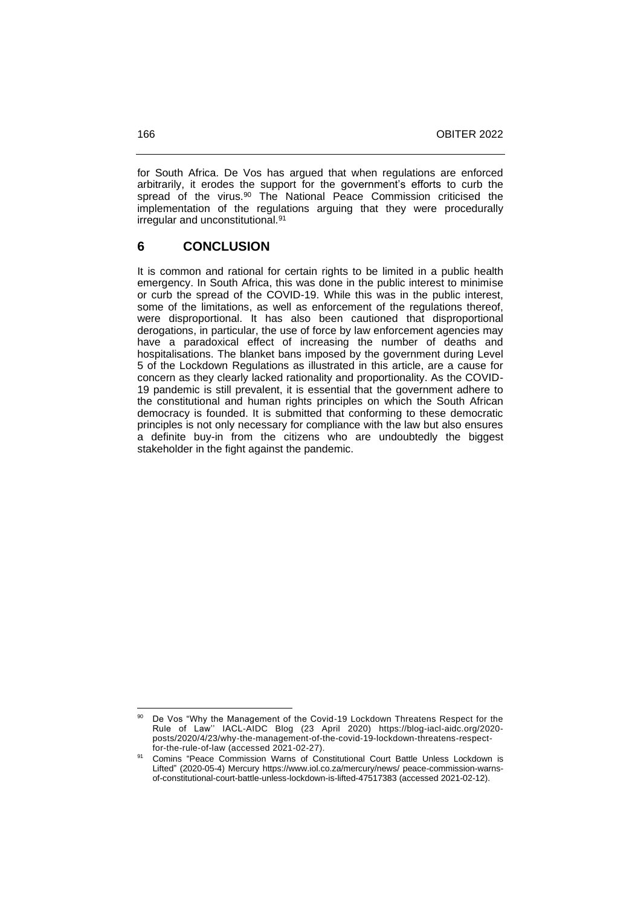for South Africa. De Vos has argued that when regulations are enforced arbitrarily, it erodes the support for the government's efforts to curb the spread of the virus.[90] The National Peace Commission criticised the implementation of the regulations arguing that they were procedurally irregular and unconstitutional.[91]

## 6 CONCLUSION

It is common and rational for certain rights to be limited in a public health emergency. In South Africa, this was done in the public interest to minimise or curb the spread of the COVID-19. While this was in the public interest, some of the limitations, as well as enforcement of the regulations thereof, were disproportional. It has also been cautioned that disproportional derogations, in particular, the use of force by law enforcement agencies may have a paradoxical effect of increasing the number of deaths and hospitalisations. The blanket bans imposed by the government during Level 5 of the Lockdown Regulations as illustrated in this article, are a cause for concern as they clearly lacked rationality and proportionality. As the COVID-19 pandemic is still prevalent, it is essential that the government adhere to the constitutional and human rights principles on which the South African democracy is founded. It is submitted that conforming to these democratic principles is not only necessary for compliance with the law but also ensures a definite buy-in from the citizens who are undoubtedly the biggest stakeholder in the fight against the pandemic.

---

[90] De Vos "Why the Management of the Covid-19 Lockdown Threatens Respect for the Rule of Law'' IACL-AIDC Blog (23 April 2020) https://blog-iacl-aidc.org/2020-posts/2020/4/23/why-the-management-of-the-covid-19-lockdown-threatens-respect-for-the-rule-of-law (accessed 2021-02-27).

[91] Comins "Peace Commission Warns of Constitutional Court Battle Unless Lockdown is Lifted" (2020-05-4) Mercury https://www.iol.co.za/mercury/news/ peace-commission-warns-of-constitutional-court-battle-unless-lockdown-is-lifted-47517383 (accessed 2021-02-12).